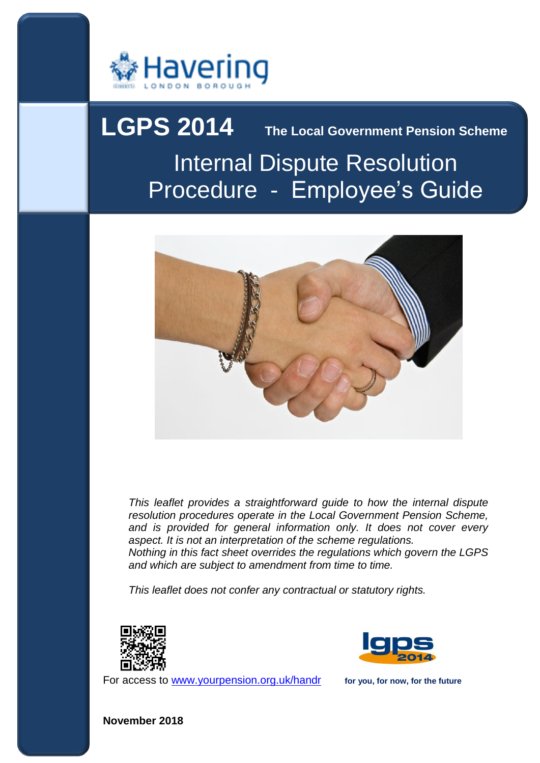Havering LONDON BOROUGH

# LGPS 2014 The Local Government Pension Scheme

## Internal Dispute Resolution Procedure - Employee's Guide

*This leaflet provides a straightforward guide to how the internal dispute resolution procedures operate in the Local Government Pension Scheme, and is provided for general information only. It does not cover every aspect. It is not an interpretation of the scheme regulations.*
*Nothing in this fact sheet overrides the regulations which govern the LGPS and which are subject to amendment from time to time.*

*This leaflet does not confer any contractual or statutory rights.*

For access to [www.yourpension.org.uk/handr](www.yourpension.org.uk/handr)

lgps 2014

**for you, for now, for the future**

**November 2018**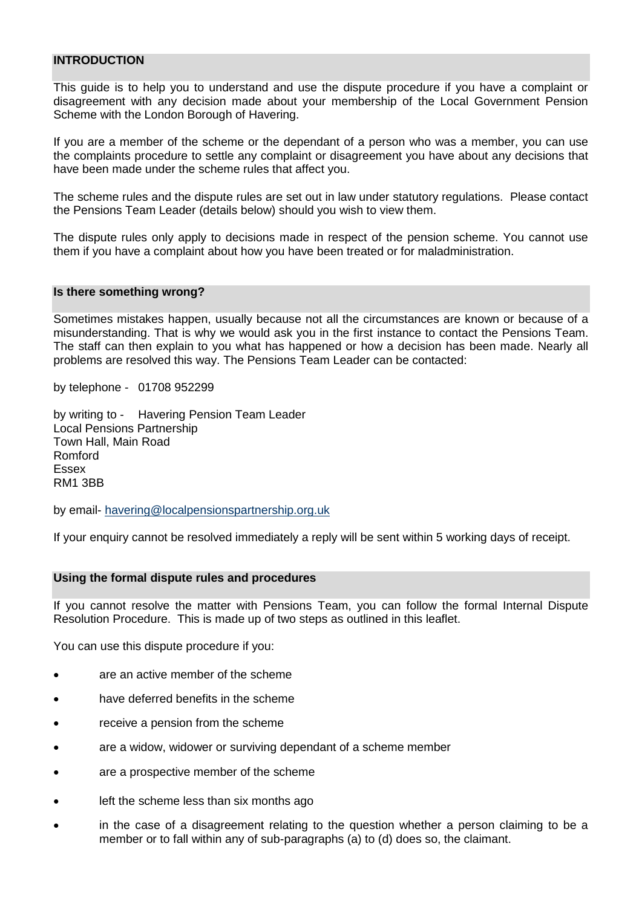## INTRODUCTION

This guide is to help you to understand and use the dispute procedure if you have a complaint or disagreement with any decision made about your membership of the Local Government Pension Scheme with the London Borough of Havering.

If you are a member of the scheme or the dependant of a person who was a member, you can use the complaints procedure to settle any complaint or disagreement you have about any decisions that have been made under the scheme rules that affect you.

The scheme rules and the dispute rules are set out in law under statutory regulations. Please contact the Pensions Team Leader (details below) should you wish to view them.

The dispute rules only apply to decisions made in respect of the pension scheme. You cannot use them if you have a complaint about how you have been treated or for maladministration.

## Is there something wrong?

Sometimes mistakes happen, usually because not all the circumstances are known or because of a misunderstanding. That is why we would ask you in the first instance to contact the Pensions Team. The staff can then explain to you what has happened or how a decision has been made. Nearly all problems are resolved this way. The Pensions Team Leader can be contacted:

by telephone - 01708 952299

by writing to - Havering Pension Team Leader
Local Pensions Partnership
Town Hall, Main Road
Romford
Essex
RM1 3BB

by email- havering@localpensionspartnership.org.uk

If your enquiry cannot be resolved immediately a reply will be sent within 5 working days of receipt.

## Using the formal dispute rules and procedures

If you cannot resolve the matter with Pensions Team, you can follow the formal Internal Dispute Resolution Procedure. This is made up of two steps as outlined in this leaflet.

You can use this dispute procedure if you:

- are an active member of the scheme
- have deferred benefits in the scheme
- receive a pension from the scheme
- are a widow, widower or surviving dependant of a scheme member
- are a prospective member of the scheme
- left the scheme less than six months ago
- in the case of a disagreement relating to the question whether a person claiming to be a member or to fall within any of sub-paragraphs (a) to (d) does so, the claimant.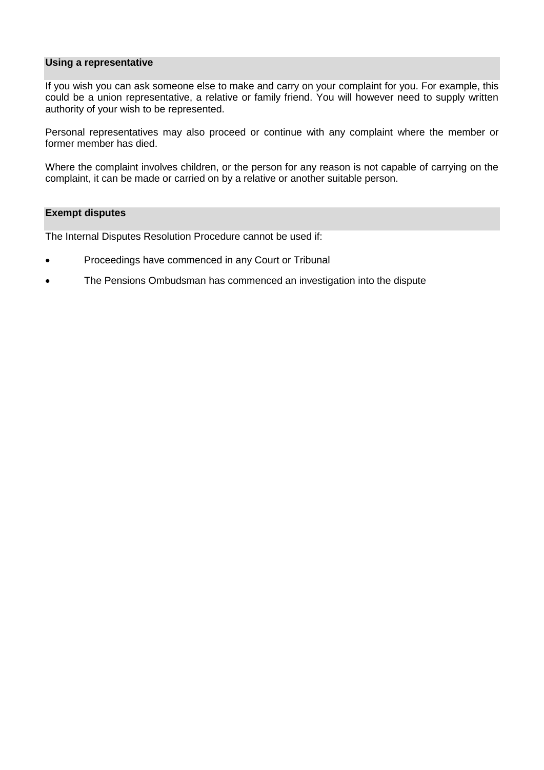## Using a representative

If you wish you can ask someone else to make and carry on your complaint for you. For example, this could be a union representative, a relative or family friend. You will however need to supply written authority of your wish to be represented.

Personal representatives may also proceed or continue with any complaint where the member or former member has died.

Where the complaint involves children, or the person for any reason is not capable of carrying on the complaint, it can be made or carried on by a relative or another suitable person.

## Exempt disputes

The Internal Disputes Resolution Procedure cannot be used if:

- Proceedings have commenced in any Court or Tribunal
- The Pensions Ombudsman has commenced an investigation into the dispute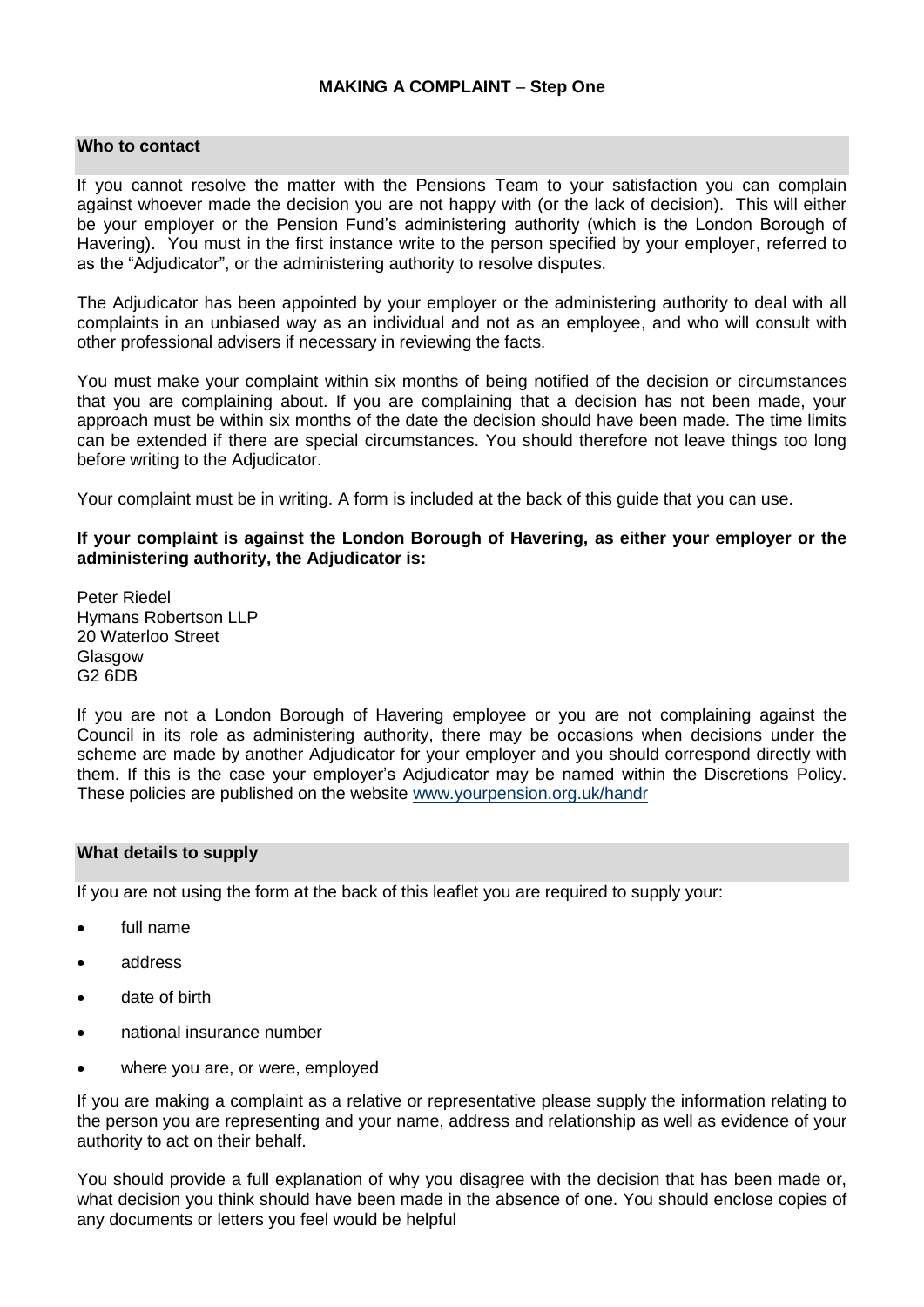# MAKING A COMPLAINT – Step One

## Who to contact

If you cannot resolve the matter with the Pensions Team to your satisfaction you can complain against whoever made the decision you are not happy with (or the lack of decision). This will either be your employer or the Pension Fund's administering authority (which is the London Borough of Havering). You must in the first instance write to the person specified by your employer, referred to as the "Adjudicator", or the administering authority to resolve disputes.

The Adjudicator has been appointed by your employer or the administering authority to deal with all complaints in an unbiased way as an individual and not as an employee, and who will consult with other professional advisers if necessary in reviewing the facts.

You must make your complaint within six months of being notified of the decision or circumstances that you are complaining about. If you are complaining that a decision has not been made, your approach must be within six months of the date the decision should have been made. The time limits can be extended if there are special circumstances. You should therefore not leave things too long before writing to the Adjudicator.

Your complaint must be in writing. A form is included at the back of this guide that you can use.

**If your complaint is against the London Borough of Havering, as either your employer or the administering authority, the Adjudicator is:**

Peter Riedel
Hymans Robertson LLP
20 Waterloo Street
Glasgow
G2 6DB

If you are not a London Borough of Havering employee or you are not complaining against the Council in its role as administering authority, there may be occasions when decisions under the scheme are made by another Adjudicator for your employer and you should correspond directly with them. If this is the case your employer's Adjudicator may be named within the Discretions Policy. These policies are published on the website www.yourpension.org.uk/handr

## What details to supply

If you are not using the form at the back of this leaflet you are required to supply your:

- full name
- address
- date of birth
- national insurance number
- where you are, or were, employed

If you are making a complaint as a relative or representative please supply the information relating to the person you are representing and your name, address and relationship as well as evidence of your authority to act on their behalf.

You should provide a full explanation of why you disagree with the decision that has been made or, what decision you think should have been made in the absence of one. You should enclose copies of any documents or letters you feel would be helpful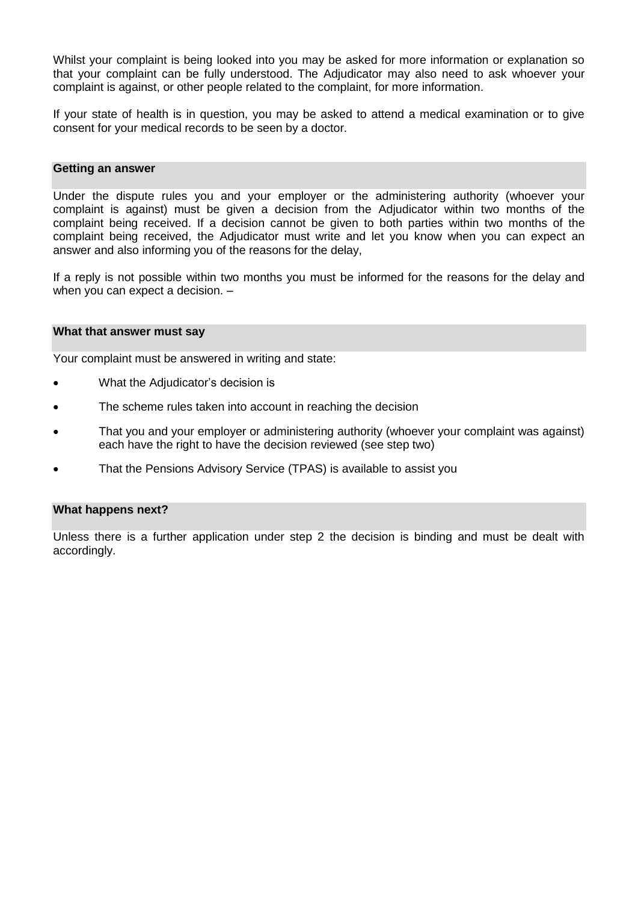Whilst your complaint is being looked into you may be asked for more information or explanation so that your complaint can be fully understood. The Adjudicator may also need to ask whoever your complaint is against, or other people related to the complaint, for more information.

If your state of health is in question, you may be asked to attend a medical examination or to give consent for your medical records to be seen by a doctor.

### Getting an answer

Under the dispute rules you and your employer or the administering authority (whoever your complaint is against) must be given a decision from the Adjudicator within two months of the complaint being received. If a decision cannot be given to both parties within two months of the complaint being received, the Adjudicator must write and let you know when you can expect an answer and also informing you of the reasons for the delay,

If a reply is not possible within two months you must be informed for the reasons for the delay and when you can expect a decision. –

### What that answer must say

Your complaint must be answered in writing and state:

- What the Adjudicator's decision is
- The scheme rules taken into account in reaching the decision
- That you and your employer or administering authority (whoever your complaint was against) each have the right to have the decision reviewed (see step two)
- That the Pensions Advisory Service (TPAS) is available to assist you

### What happens next?

Unless there is a further application under step 2 the decision is binding and must be dealt with accordingly.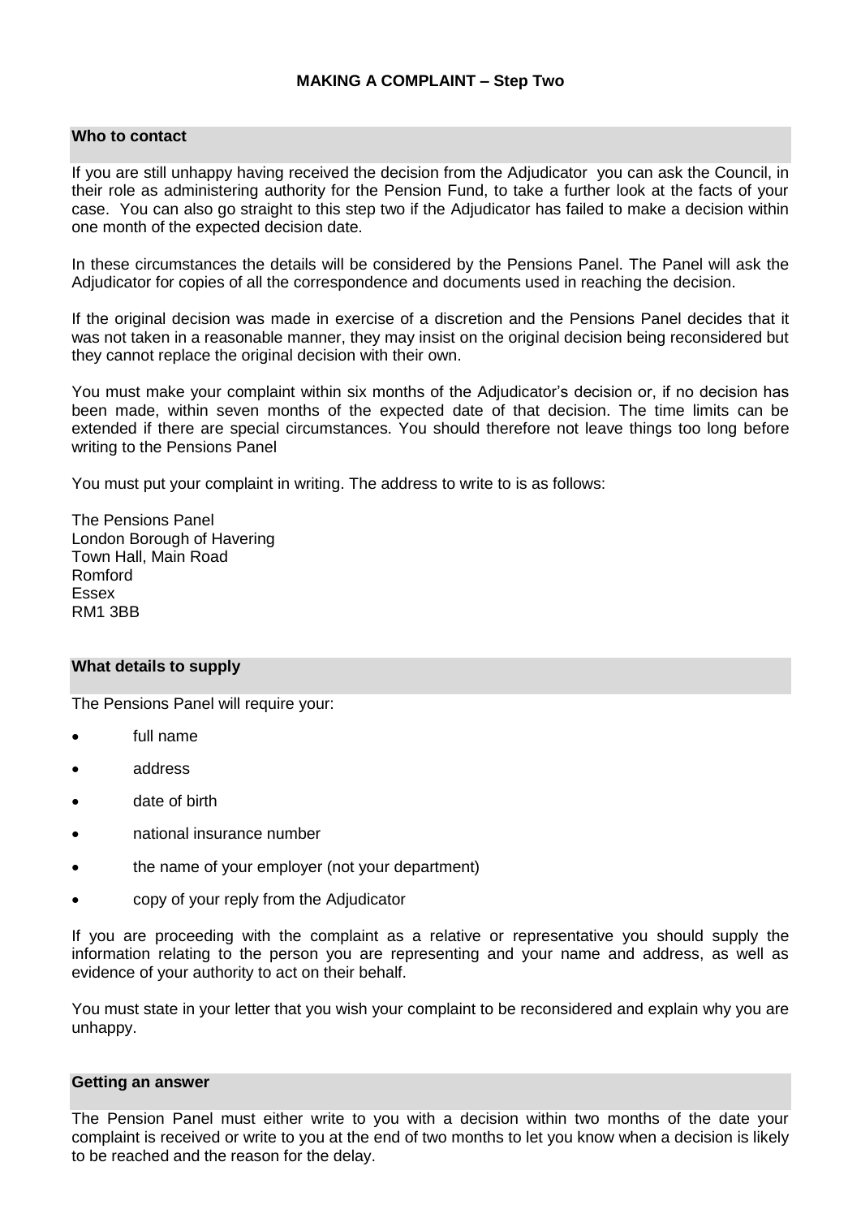# MAKING A COMPLAINT – Step Two

## Who to contact

If you are still unhappy having received the decision from the Adjudicator you can ask the Council, in their role as administering authority for the Pension Fund, to take a further look at the facts of your case. You can also go straight to this step two if the Adjudicator has failed to make a decision within one month of the expected decision date.

In these circumstances the details will be considered by the Pensions Panel. The Panel will ask the Adjudicator for copies of all the correspondence and documents used in reaching the decision.

If the original decision was made in exercise of a discretion and the Pensions Panel decides that it was not taken in a reasonable manner, they may insist on the original decision being reconsidered but they cannot replace the original decision with their own.

You must make your complaint within six months of the Adjudicator's decision or, if no decision has been made, within seven months of the expected date of that decision. The time limits can be extended if there are special circumstances. You should therefore not leave things too long before writing to the Pensions Panel

You must put your complaint in writing. The address to write to is as follows:

The Pensions Panel
London Borough of Havering
Town Hall, Main Road
Romford
Essex
RM1 3BB

## What details to supply

The Pensions Panel will require your:

- full name
- address
- date of birth
- national insurance number
- the name of your employer (not your department)
- copy of your reply from the Adjudicator

If you are proceeding with the complaint as a relative or representative you should supply the information relating to the person you are representing and your name and address, as well as evidence of your authority to act on their behalf.

You must state in your letter that you wish your complaint to be reconsidered and explain why you are unhappy.

## Getting an answer

The Pension Panel must either write to you with a decision within two months of the date your complaint is received or write to you at the end of two months to let you know when a decision is likely to be reached and the reason for the delay.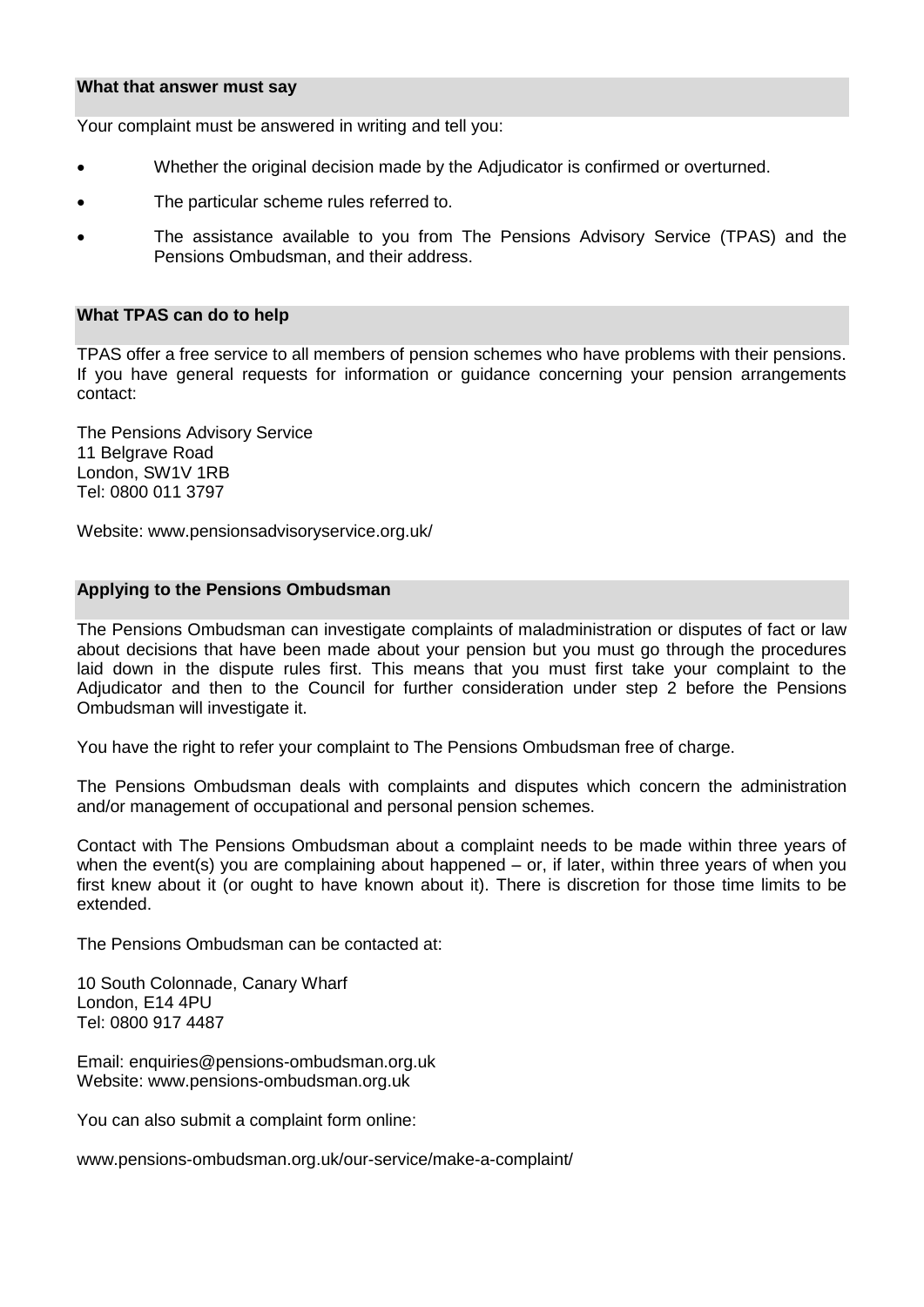### What that answer must say

Your complaint must be answered in writing and tell you:

- Whether the original decision made by the Adjudicator is confirmed or overturned.
- The particular scheme rules referred to.
- The assistance available to you from The Pensions Advisory Service (TPAS) and the Pensions Ombudsman, and their address.

### What TPAS can do to help

TPAS offer a free service to all members of pension schemes who have problems with their pensions. If you have general requests for information or guidance concerning your pension arrangements contact:

The Pensions Advisory Service
11 Belgrave Road
London, SW1V 1RB
Tel: 0800 011 3797

Website: www.pensionsadvisoryservice.org.uk/

### Applying to the Pensions Ombudsman

The Pensions Ombudsman can investigate complaints of maladministration or disputes of fact or law about decisions that have been made about your pension but you must go through the procedures laid down in the dispute rules first. This means that you must first take your complaint to the Adjudicator and then to the Council for further consideration under step 2 before the Pensions Ombudsman will investigate it.

You have the right to refer your complaint to The Pensions Ombudsman free of charge.

The Pensions Ombudsman deals with complaints and disputes which concern the administration and/or management of occupational and personal pension schemes.

Contact with The Pensions Ombudsman about a complaint needs to be made within three years of when the event(s) you are complaining about happened – or, if later, within three years of when you first knew about it (or ought to have known about it). There is discretion for those time limits to be extended.

The Pensions Ombudsman can be contacted at:

10 South Colonnade, Canary Wharf
London, E14 4PU
Tel: 0800 917 4487

Email: enquiries@pensions-ombudsman.org.uk
Website: www.pensions-ombudsman.org.uk

You can also submit a complaint form online:

www.pensions-ombudsman.org.uk/our-service/make-a-complaint/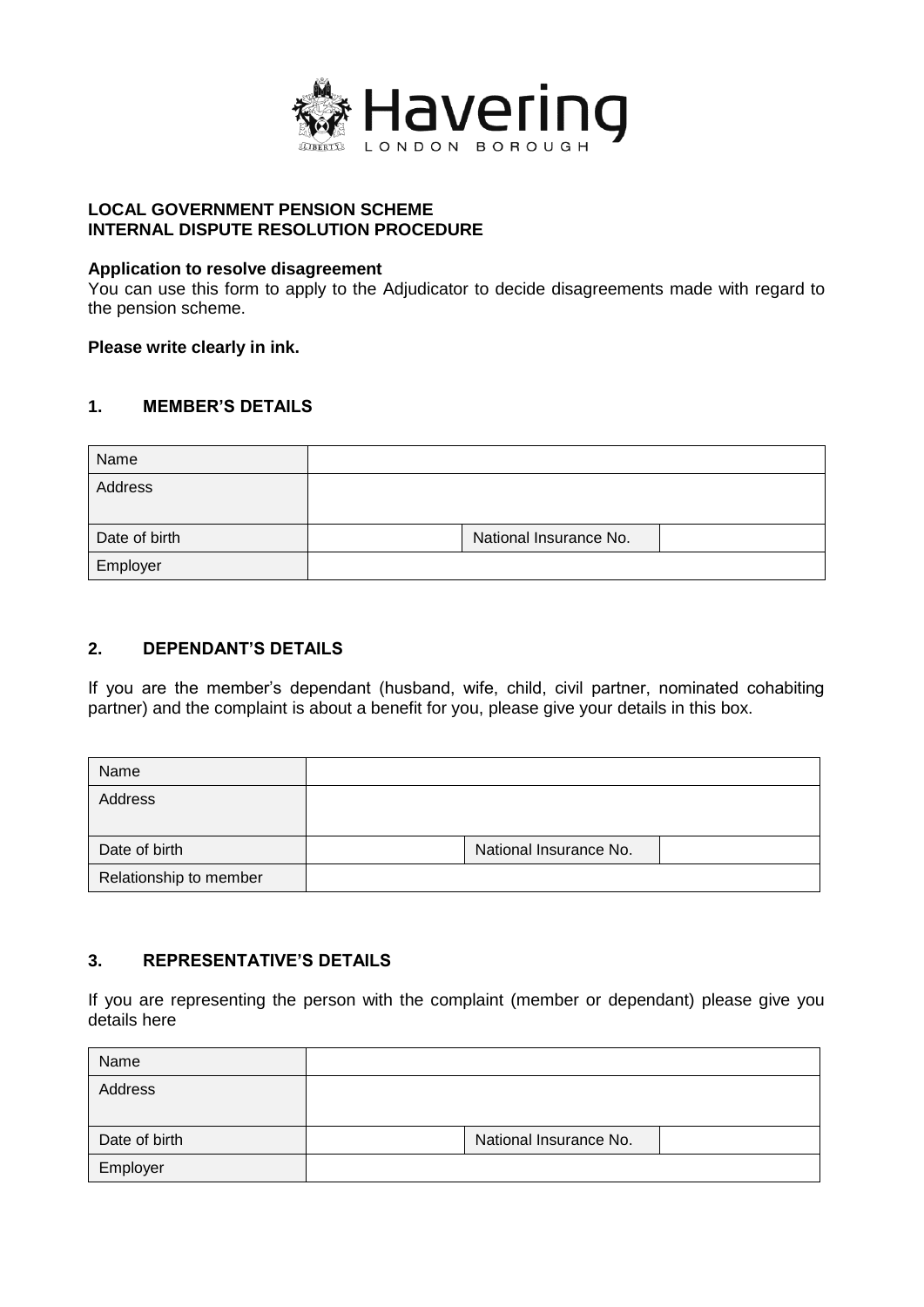**LOCAL GOVERNMENT PENSION SCHEME**
**INTERNAL DISPUTE RESOLUTION PROCEDURE**

**Application to resolve disagreement**

You can use this form to apply to the Adjudicator to decide disagreements made with regard to the pension scheme.

**Please write clearly in ink.**

## 1. MEMBER'S DETAILS

| Name | | | |
|---|---|---|---|
| Address | | | |
| Date of birth | | National Insurance No. | |
| Employer | | | |

## 2. DEPENDANT'S DETAILS

If you are the member's dependant (husband, wife, child, civil partner, nominated cohabiting partner) and the complaint is about a benefit for you, please give your details in this box.

| Name | | | |
|---|---|---|---|
| Address | | | |
| Date of birth | | National Insurance No. | |
| Relationship to member | | | |

## 3. REPRESENTATIVE'S DETAILS

If you are representing the person with the complaint (member or dependant) please give you details here

| Name | | | |
|---|---|---|---|
| Address | | | |
| Date of birth | | National Insurance No. | |
| Employer | | | |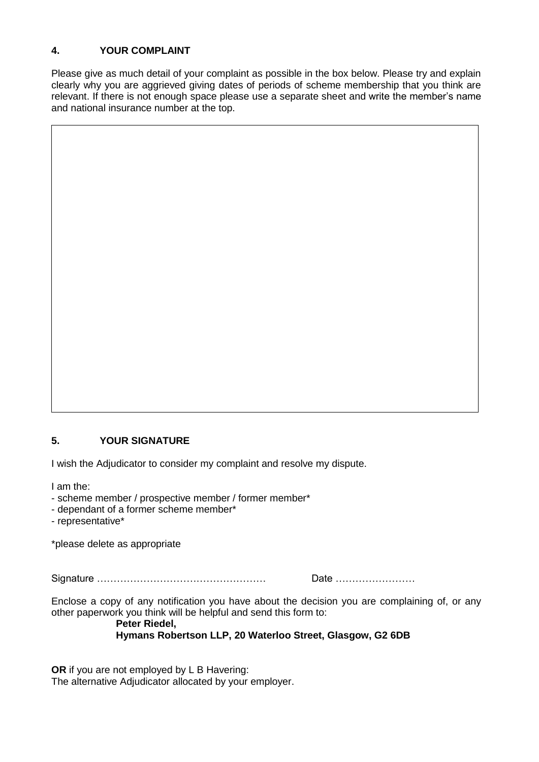## 4. YOUR COMPLAINT

Please give as much detail of your complaint as possible in the box below. Please try and explain clearly why you are aggrieved giving dates of periods of scheme membership that you think are relevant. If there is not enough space please use a separate sheet and write the member's name and national insurance number at the top.

| |
|---|
| |

## 5. YOUR SIGNATURE

I wish the Adjudicator to consider my complaint and resolve my dispute.

I am the:

- scheme member / prospective member / former member*
- dependant of a former scheme member*
- representative*

*please delete as appropriate

Signature …………………………………………… Date ……………………

Enclose a copy of any notification you have about the decision you are complaining of, or any other paperwork you think will be helpful and send this form to:

**Peter Riedel,**
**Hymans Robertson LLP, 20 Waterloo Street, Glasgow, G2 6DB**

**OR** if you are not employed by L B Havering:
The alternative Adjudicator allocated by your employer.